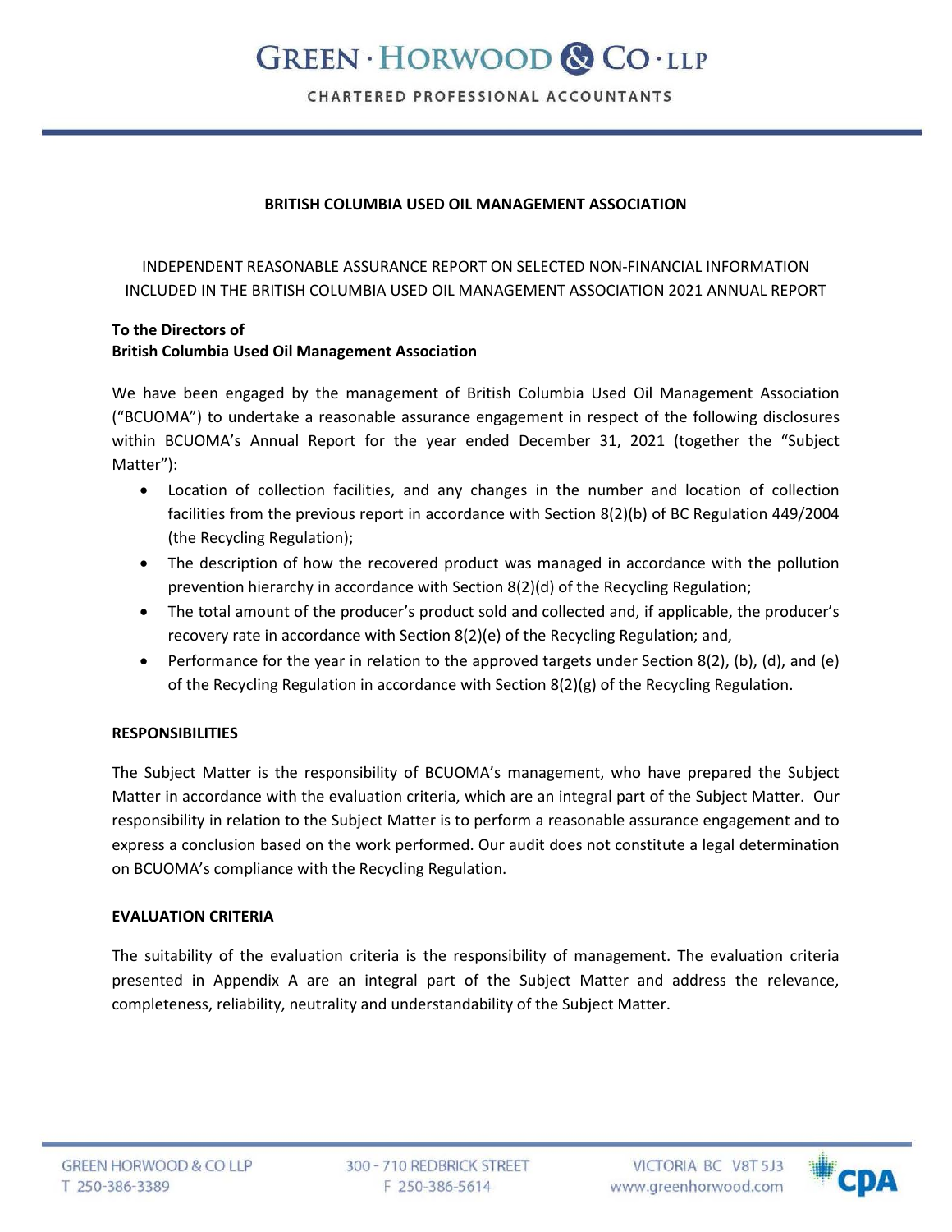**BRITISH COLUMBIA USED OIL MANAGEMENT ASSOCIATION**

INDEPENDENT REASONABLE ASSURANCE REPORT ON SELECTED NON-FINANCIAL INFORMATION INCLUDED IN THE BRITISH COLUMBIA USED OIL MANAGEMENT ASSOCIATION 2021 ANNUAL REPORT

**To the Directors of**
**British Columbia Used Oil Management Association**

We have been engaged by the management of British Columbia Used Oil Management Association ("BCUOMA") to undertake a reasonable assurance engagement in respect of the following disclosures within BCUOMA's Annual Report for the year ended December 31, 2021 (together the "Subject Matter"):

- Location of collection facilities, and any changes in the number and location of collection facilities from the previous report in accordance with Section 8(2)(b) of BC Regulation 449/2004 (the Recycling Regulation);
- The description of how the recovered product was managed in accordance with the pollution prevention hierarchy in accordance with Section 8(2)(d) of the Recycling Regulation;
- The total amount of the producer's product sold and collected and, if applicable, the producer's recovery rate in accordance with Section 8(2)(e) of the Recycling Regulation; and,
- Performance for the year in relation to the approved targets under Section 8(2), (b), (d), and (e) of the Recycling Regulation in accordance with Section 8(2)(g) of the Recycling Regulation.

**RESPONSIBILITIES**

The Subject Matter is the responsibility of BCUOMA's management, who have prepared the Subject Matter in accordance with the evaluation criteria, which are an integral part of the Subject Matter. Our responsibility in relation to the Subject Matter is to perform a reasonable assurance engagement and to express a conclusion based on the work performed. Our audit does not constitute a legal determination on BCUOMA's compliance with the Recycling Regulation.

**EVALUATION CRITERIA**

The suitability of the evaluation criteria is the responsibility of management. The evaluation criteria presented in Appendix A are an integral part of the Subject Matter and address the relevance, completeness, reliability, neutrality and understandability of the Subject Matter.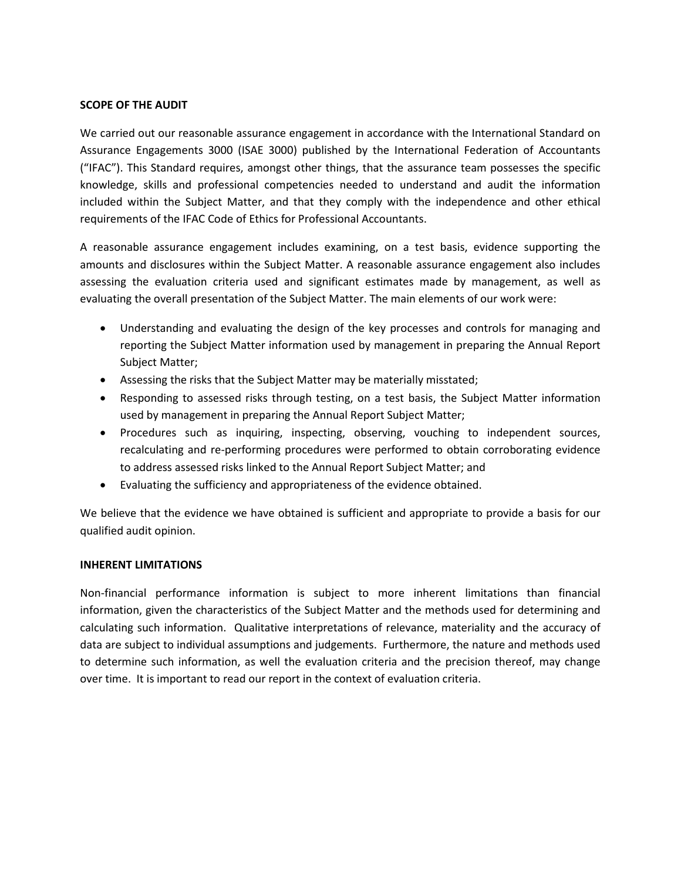**SCOPE OF THE AUDIT**

We carried out our reasonable assurance engagement in accordance with the International Standard on Assurance Engagements 3000 (ISAE 3000) published by the International Federation of Accountants ("IFAC"). This Standard requires, amongst other things, that the assurance team possesses the specific knowledge, skills and professional competencies needed to understand and audit the information included within the Subject Matter, and that they comply with the independence and other ethical requirements of the IFAC Code of Ethics for Professional Accountants.

A reasonable assurance engagement includes examining, on a test basis, evidence supporting the amounts and disclosures within the Subject Matter. A reasonable assurance engagement also includes assessing the evaluation criteria used and significant estimates made by management, as well as evaluating the overall presentation of the Subject Matter. The main elements of our work were:

- Understanding and evaluating the design of the key processes and controls for managing and reporting the Subject Matter information used by management in preparing the Annual Report Subject Matter;
- Assessing the risks that the Subject Matter may be materially misstated;
- Responding to assessed risks through testing, on a test basis, the Subject Matter information used by management in preparing the Annual Report Subject Matter;
- Procedures such as inquiring, inspecting, observing, vouching to independent sources, recalculating and re-performing procedures were performed to obtain corroborating evidence to address assessed risks linked to the Annual Report Subject Matter; and
- Evaluating the sufficiency and appropriateness of the evidence obtained.

We believe that the evidence we have obtained is sufficient and appropriate to provide a basis for our qualified audit opinion.

**INHERENT LIMITATIONS**

Non-financial performance information is subject to more inherent limitations than financial information, given the characteristics of the Subject Matter and the methods used for determining and calculating such information. Qualitative interpretations of relevance, materiality and the accuracy of data are subject to individual assumptions and judgements. Furthermore, the nature and methods used to determine such information, as well the evaluation criteria and the precision thereof, may change over time. It is important to read our report in the context of evaluation criteria.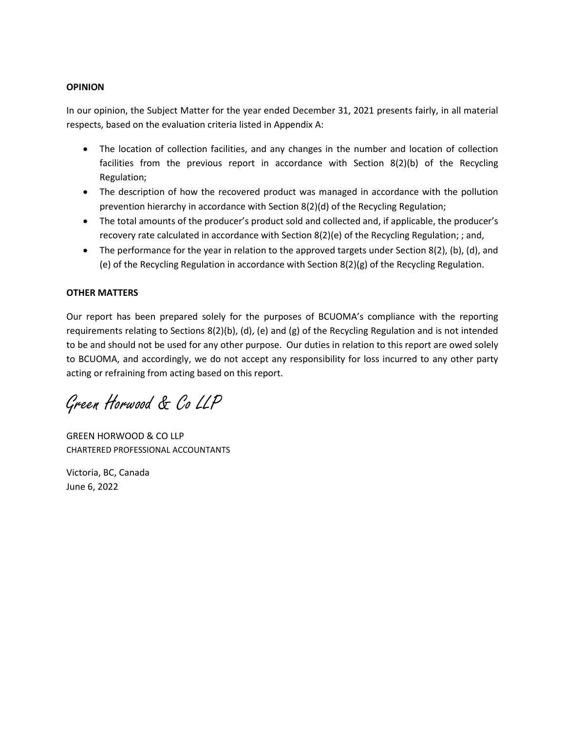**OPINION**

In our opinion, the Subject Matter for the year ended December 31, 2021 presents fairly, in all material respects, based on the evaluation criteria listed in Appendix A:

- The location of collection facilities, and any changes in the number and location of collection facilities from the previous report in accordance with Section 8(2)(b) of the Recycling Regulation;
- The description of how the recovered product was managed in accordance with the pollution prevention hierarchy in accordance with Section 8(2)(d) of the Recycling Regulation;
- The total amounts of the producer's product sold and collected and, if applicable, the producer's recovery rate calculated in accordance with Section 8(2)(e) of the Recycling Regulation; ; and,
- The performance for the year in relation to the approved targets under Section 8(2), (b), (d), and (e) of the Recycling Regulation in accordance with Section 8(2)(g) of the Recycling Regulation.

**OTHER MATTERS**

Our report has been prepared solely for the purposes of BCUOMA's compliance with the reporting requirements relating to Sections 8(2)(b), (d), (e) and (g) of the Recycling Regulation and is not intended to be and should not be used for any other purpose. Our duties in relation to this report are owed solely to BCUOMA, and accordingly, we do not accept any responsibility for loss incurred to any other party acting or refraining from acting based on this report.

*Green Horwood & Co LLP*

GREEN HORWOOD & CO LLP
CHARTERED PROFESSIONAL ACCOUNTANTS

Victoria, BC, Canada
June 6, 2022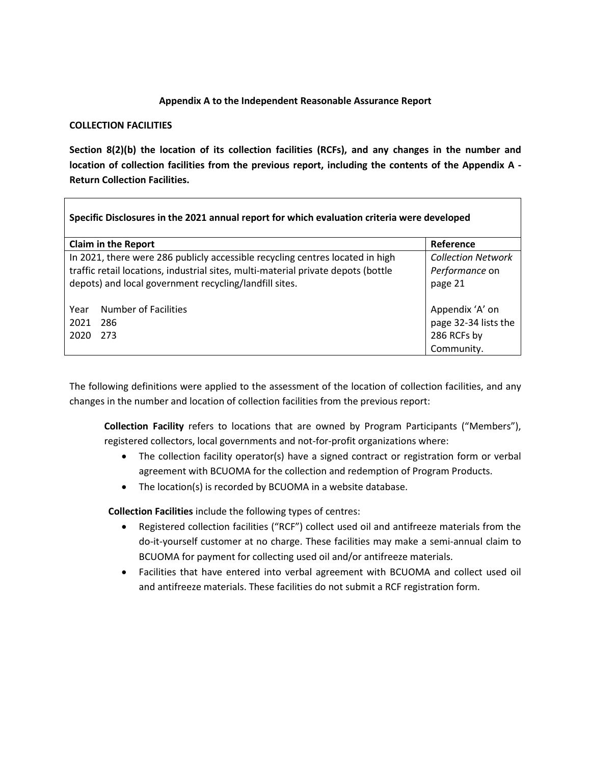**Appendix A to the Independent Reasonable Assurance Report**

**COLLECTION FACILITIES**

**Section 8(2)(b) the location of its collection facilities (RCFs), and any changes in the number and location of collection facilities from the previous report, including the contents of the Appendix A - Return Collection Facilities.**

| **Specific Disclosures in the 2021 annual report for which evaluation criteria were developed** | |
|---|---|
| **Claim in the Report** | **Reference** |
| In 2021, there were 286 publicly accessible recycling centres located in high traffic retail locations, industrial sites, multi-material private depots (bottle depots) and local government recycling/landfill sites. | *Collection Network Performance* on page 21 |
| Year Number of Facilities<br>2021 286<br>2020 273 | Appendix 'A' on page 32-34 lists the 286 RCFs by Community. |

The following definitions were applied to the assessment of the location of collection facilities, and any changes in the number and location of collection facilities from the previous report:

**Collection Facility** refers to locations that are owned by Program Participants ("Members"), registered collectors, local governments and not-for-profit organizations where:

- The collection facility operator(s) have a signed contract or registration form or verbal agreement with BCUOMA for the collection and redemption of Program Products.
- The location(s) is recorded by BCUOMA in a website database.

**Collection Facilities** include the following types of centres:

- Registered collection facilities ("RCF") collect used oil and antifreeze materials from the do-it-yourself customer at no charge. These facilities may make a semi-annual claim to BCUOMA for payment for collecting used oil and/or antifreeze materials.
- Facilities that have entered into verbal agreement with BCUOMA and collect used oil and antifreeze materials. These facilities do not submit a RCF registration form.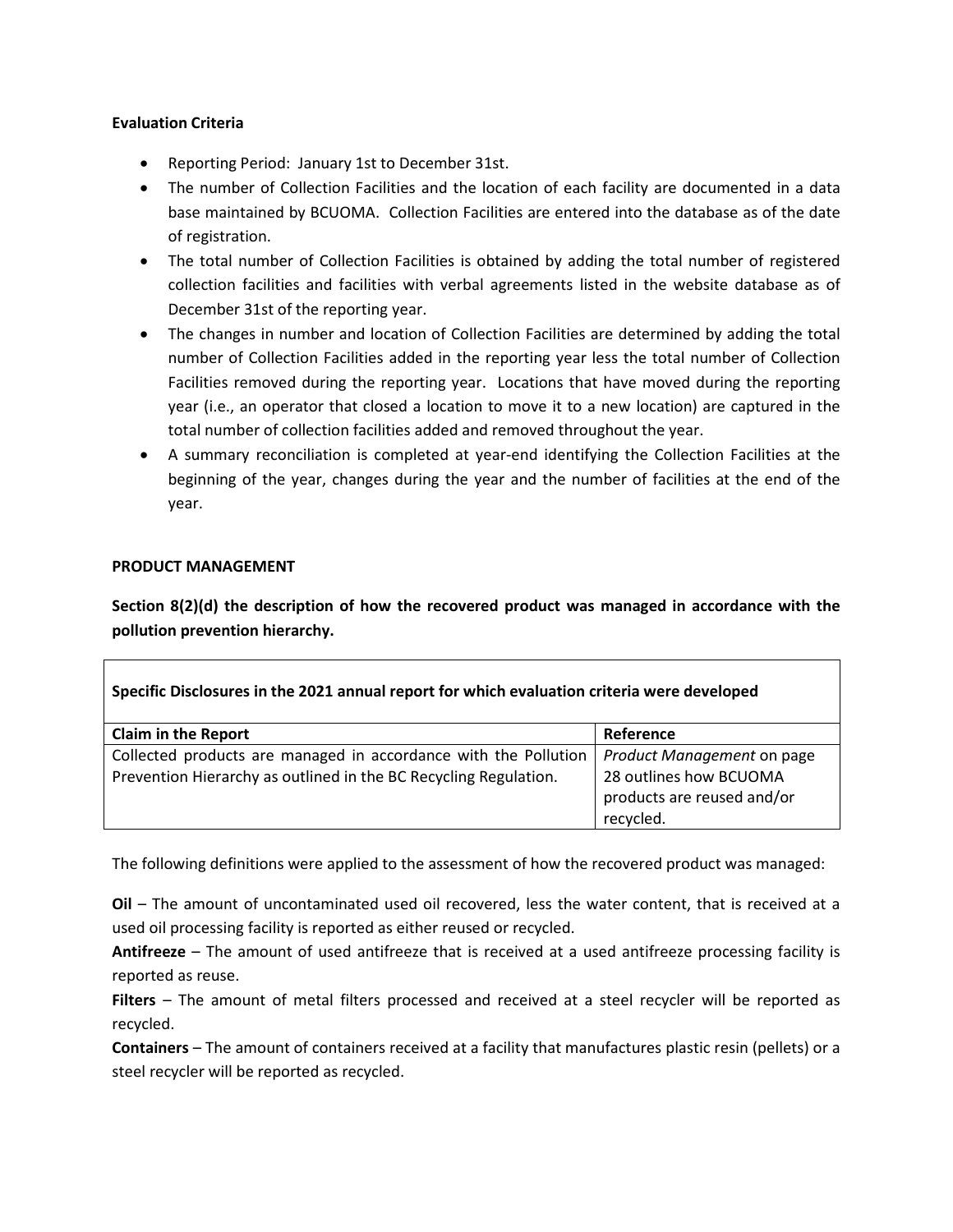**Evaluation Criteria**

- Reporting Period: January 1st to December 31st.
- The number of Collection Facilities and the location of each facility are documented in a data base maintained by BCUOMA. Collection Facilities are entered into the database as of the date of registration.
- The total number of Collection Facilities is obtained by adding the total number of registered collection facilities and facilities with verbal agreements listed in the website database as of December 31st of the reporting year.
- The changes in number and location of Collection Facilities are determined by adding the total number of Collection Facilities added in the reporting year less the total number of Collection Facilities removed during the reporting year. Locations that have moved during the reporting year (i.e., an operator that closed a location to move it to a new location) are captured in the total number of collection facilities added and removed throughout the year.
- A summary reconciliation is completed at year-end identifying the Collection Facilities at the beginning of the year, changes during the year and the number of facilities at the end of the year.

**PRODUCT MANAGEMENT**

**Section 8(2)(d) the description of how the recovered product was managed in accordance with the pollution prevention hierarchy.**

**Specific Disclosures in the 2021 annual report for which evaluation criteria were developed**

| Claim in the Report | Reference |
|---|---|
| Collected products are managed in accordance with the Pollution Prevention Hierarchy as outlined in the BC Recycling Regulation. | *Product Management* on page 28 outlines how BCUOMA products are reused and/or recycled. |

The following definitions were applied to the assessment of how the recovered product was managed:

**Oil** – The amount of uncontaminated used oil recovered, less the water content, that is received at a used oil processing facility is reported as either reused or recycled.

**Antifreeze** – The amount of used antifreeze that is received at a used antifreeze processing facility is reported as reuse.

**Filters** – The amount of metal filters processed and received at a steel recycler will be reported as recycled.

**Containers** – The amount of containers received at a facility that manufactures plastic resin (pellets) or a steel recycler will be reported as recycled.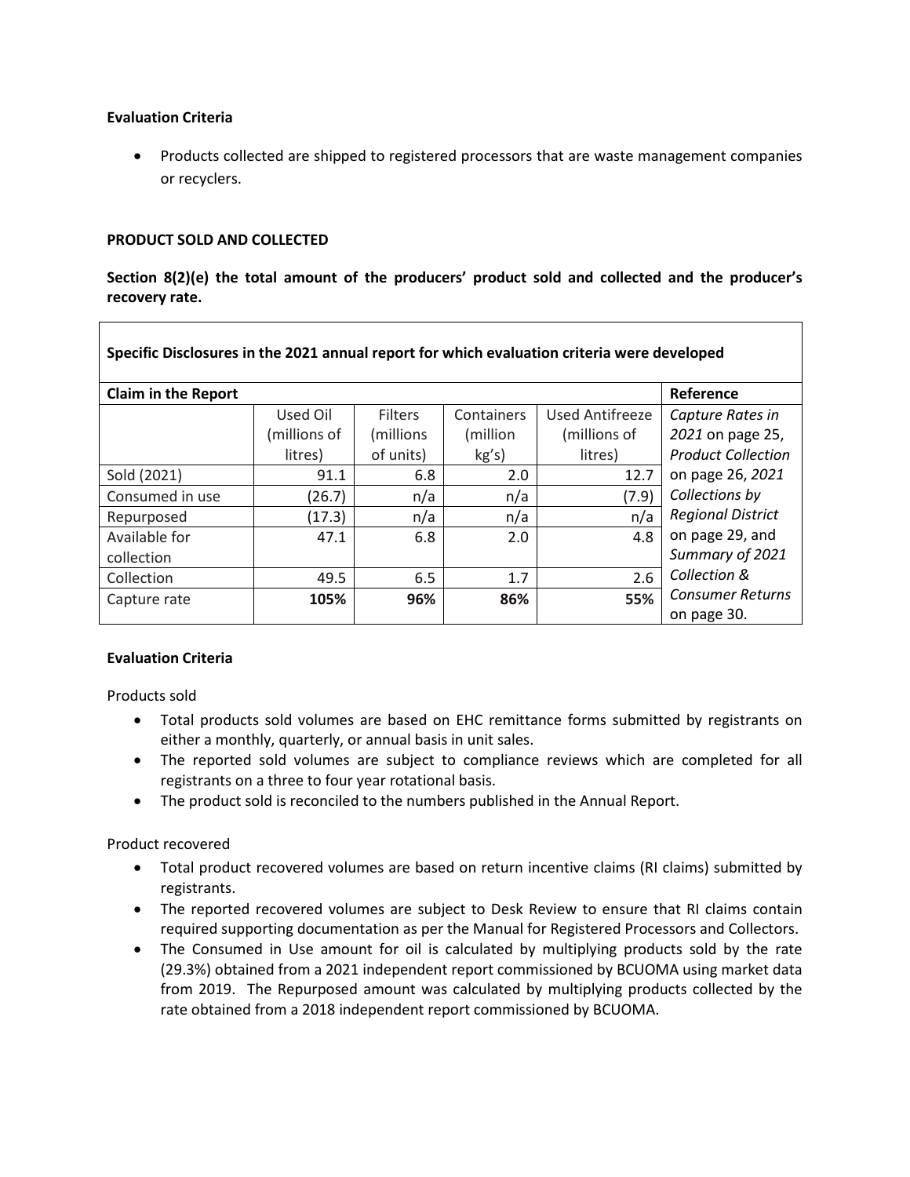**Evaluation Criteria**

- Products collected are shipped to registered processors that are waste management companies or recyclers.

**PRODUCT SOLD AND COLLECTED**

**Section 8(2)(e) the total amount of the producers' product sold and collected and the producer's recovery rate.**

| **Specific Disclosures in the 2021 annual report for which evaluation criteria were developed** | | | | | |
|---|---|---|---|---|---|
| **Claim in the Report** | | | | | **Reference** |
| | Used Oil (millions of litres) | Filters (millions of units) | Containers (million kg's) | Used Antifreeze (millions of litres) | *Capture Rates in 2021* on page 25, *Product Collection* on page 26, *2021 Collections by Regional District* on page 29, and *Summary of 2021 Collection & Consumer Returns* on page 30. |
| Sold (2021) | 91.1 | 6.8 | 2.0 | 12.7 | |
| Consumed in use | (26.7) | n/a | n/a | (7.9) | |
| Repurposed | (17.3) | n/a | n/a | n/a | |
| Available for collection | 47.1 | 6.8 | 2.0 | 4.8 | |
| Collection | 49.5 | 6.5 | 1.7 | 2.6 | |
| Capture rate | **105%** | **96%** | **86%** | **55%** | |

**Evaluation Criteria**

Products sold

- Total products sold volumes are based on EHC remittance forms submitted by registrants on either a monthly, quarterly, or annual basis in unit sales.
- The reported sold volumes are subject to compliance reviews which are completed for all registrants on a three to four year rotational basis.
- The product sold is reconciled to the numbers published in the Annual Report.

Product recovered

- Total product recovered volumes are based on return incentive claims (RI claims) submitted by registrants.
- The reported recovered volumes are subject to Desk Review to ensure that RI claims contain required supporting documentation as per the Manual for Registered Processors and Collectors.
- The Consumed in Use amount for oil is calculated by multiplying products sold by the rate (29.3%) obtained from a 2021 independent report commissioned by BCUOMA using market data from 2019. The Repurposed amount was calculated by multiplying products collected by the rate obtained from a 2018 independent report commissioned by BCUOMA.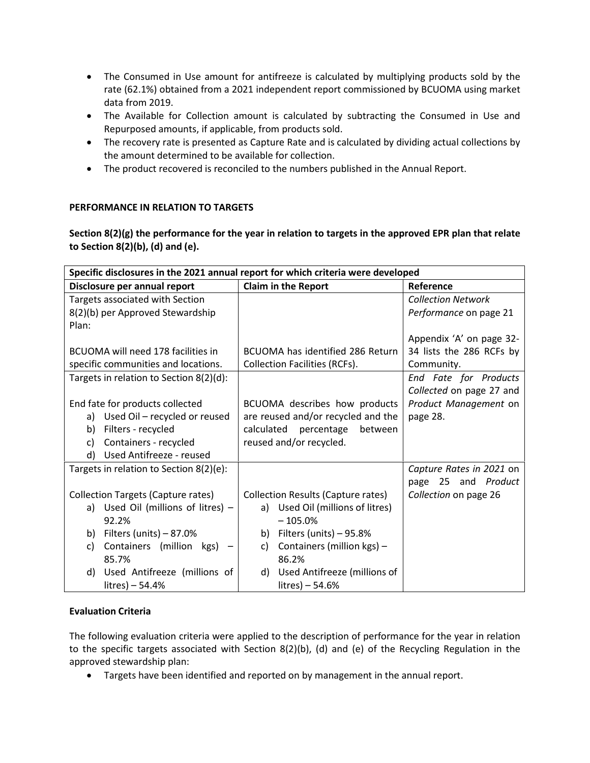- The Consumed in Use amount for antifreeze is calculated by multiplying products sold by the rate (62.1%) obtained from a 2021 independent report commissioned by BCUOMA using market data from 2019.
- The Available for Collection amount is calculated by subtracting the Consumed in Use and Repurposed amounts, if applicable, from products sold.
- The recovery rate is presented as Capture Rate and is calculated by dividing actual collections by the amount determined to be available for collection.
- The product recovered is reconciled to the numbers published in the Annual Report.

**PERFORMANCE IN RELATION TO TARGETS**

**Section 8(2)(g) the performance for the year in relation to targets in the approved EPR plan that relate to Section 8(2)(b), (d) and (e).**

| Specific disclosures in the 2021 annual report for which criteria were developed | | |
|---|---|---|
| **Disclosure per annual report** | **Claim in the Report** | **Reference** |
| Targets associated with Section 8(2)(b) per Approved Stewardship Plan:<br><br>BCUOMA will need 178 facilities in specific communities and locations. | BCUOMA has identified 286 Return Collection Facilities (RCFs). | *Collection Network Performance* on page 21<br><br>Appendix 'A' on page 32-34 lists the 286 RCFs by Community. |
| Targets in relation to Section 8(2)(d):<br><br>End fate for products collected<br>a) Used Oil – recycled or reused<br>b) Filters - recycled<br>c) Containers - recycled<br>d) Used Antifreeze - reused | BCUOMA describes how products are reused and/or recycled and the calculated percentage between reused and/or recycled. | *End Fate for Products Collected* on page 27 and *Product Management* on page 28. |
| Targets in relation to Section 8(2)(e):<br><br>Collection Targets (Capture rates)<br>a) Used Oil (millions of litres) – 92.2%<br>b) Filters (units) – 87.0%<br>c) Containers (million kgs) – 85.7%<br>d) Used Antifreeze (millions of litres) – 54.4% | Collection Results (Capture rates)<br>a) Used Oil (millions of litres) – 105.0%<br>b) Filters (units) – 95.8%<br>c) Containers (million kgs) – 86.2%<br>d) Used Antifreeze (millions of litres) – 54.6% | *Capture Rates in 2021* on page 25 and *Product Collection* on page 26 |

**Evaluation Criteria**

The following evaluation criteria were applied to the description of performance for the year in relation to the specific targets associated with Section 8(2)(b), (d) and (e) of the Recycling Regulation in the approved stewardship plan:

- Targets have been identified and reported on by management in the annual report.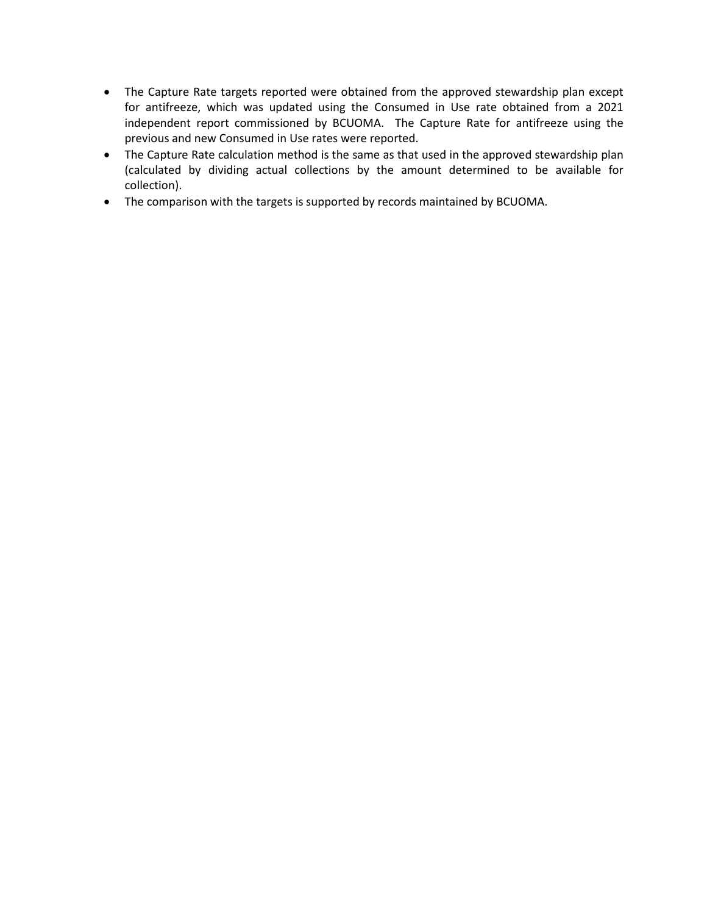- The Capture Rate targets reported were obtained from the approved stewardship plan except for antifreeze, which was updated using the Consumed in Use rate obtained from a 2021 independent report commissioned by BCUOMA. The Capture Rate for antifreeze using the previous and new Consumed in Use rates were reported.
- The Capture Rate calculation method is the same as that used in the approved stewardship plan (calculated by dividing actual collections by the amount determined to be available for collection).
- The comparison with the targets is supported by records maintained by BCUOMA.